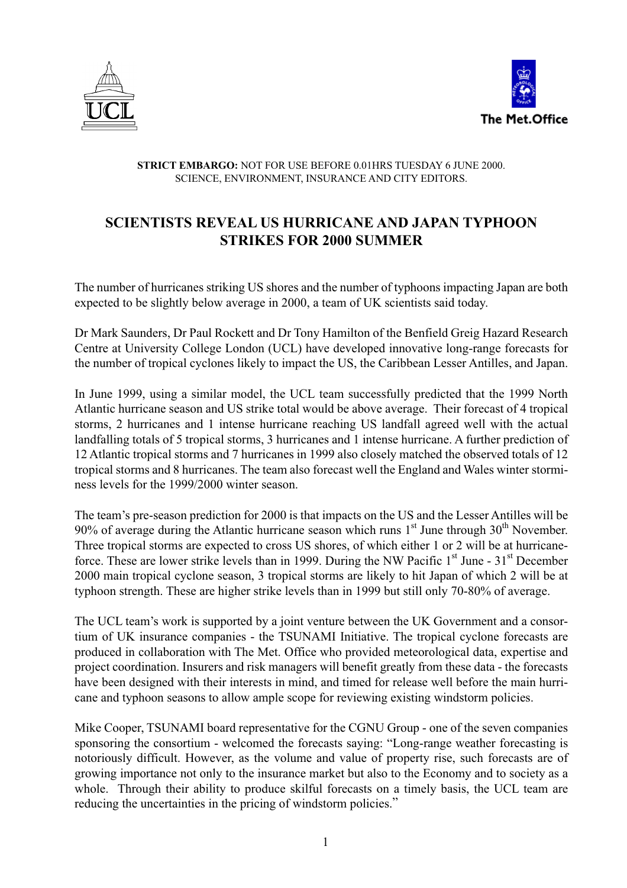**STRICT EMBARGO:** NOT FOR USE BEFORE 0.01HRS TUESDAY 6 JUNE 2000.
SCIENCE, ENVIRONMENT, INSURANCE AND CITY EDITORS.

# SCIENTISTS REVEAL US HURRICANE AND JAPAN TYPHOON STRIKES FOR 2000 SUMMER

The number of hurricanes striking US shores and the number of typhoons impacting Japan are both expected to be slightly below average in 2000, a team of UK scientists said today.

Dr Mark Saunders, Dr Paul Rockett and Dr Tony Hamilton of the Benfield Greig Hazard Research Centre at University College London (UCL) have developed innovative long-range forecasts for the number of tropical cyclones likely to impact the US, the Caribbean Lesser Antilles, and Japan.

In June 1999, using a similar model, the UCL team successfully predicted that the 1999 North Atlantic hurricane season and US strike total would be above average. Their forecast of 4 tropical storms, 2 hurricanes and 1 intense hurricane reaching US landfall agreed well with the actual landfalling totals of 5 tropical storms, 3 hurricanes and 1 intense hurricane. A further prediction of 12 Atlantic tropical storms and 7 hurricanes in 1999 also closely matched the observed totals of 12 tropical storms and 8 hurricanes. The team also forecast well the England and Wales winter storminess levels for the 1999/2000 winter season.

The team's pre-season prediction for 2000 is that impacts on the US and the Lesser Antilles will be 90% of average during the Atlantic hurricane season which runs 1st June through 30th November. Three tropical storms are expected to cross US shores, of which either 1 or 2 will be at hurricane-force. These are lower strike levels than in 1999. During the NW Pacific 1st June - 31st December 2000 main tropical cyclone season, 3 tropical storms are likely to hit Japan of which 2 will be at typhoon strength. These are higher strike levels than in 1999 but still only 70-80% of average.

The UCL team's work is supported by a joint venture between the UK Government and a consortium of UK insurance companies - the TSUNAMI Initiative. The tropical cyclone forecasts are produced in collaboration with The Met. Office who provided meteorological data, expertise and project coordination. Insurers and risk managers will benefit greatly from these data - the forecasts have been designed with their interests in mind, and timed for release well before the main hurricane and typhoon seasons to allow ample scope for reviewing existing windstorm policies.

Mike Cooper, TSUNAMI board representative for the CGNU Group - one of the seven companies sponsoring the consortium - welcomed the forecasts saying: "Long-range weather forecasting is notoriously difficult. However, as the volume and value of property rise, such forecasts are of growing importance not only to the insurance market but also to the Economy and to society as a whole. Through their ability to produce skilful forecasts on a timely basis, the UCL team are reducing the uncertainties in the pricing of windstorm policies."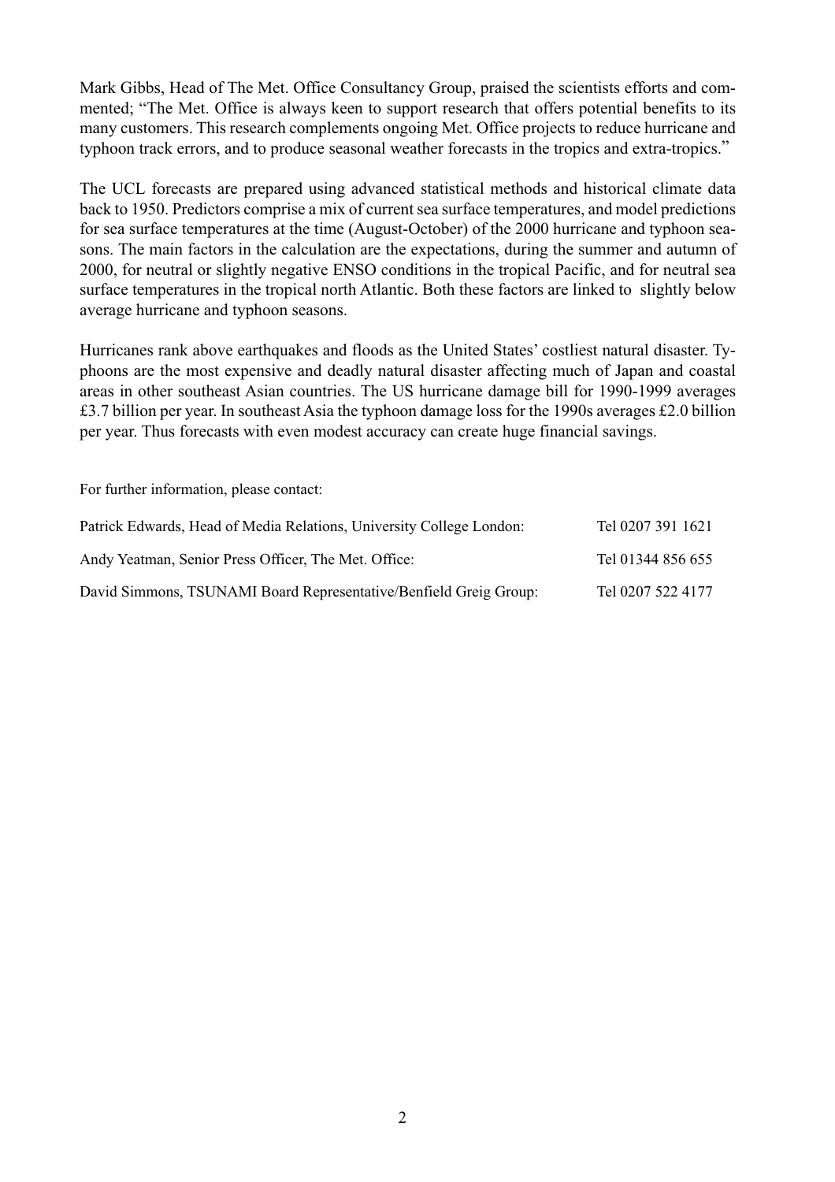Mark Gibbs, Head of The Met. Office Consultancy Group, praised the scientists efforts and commented; "The Met. Office is always keen to support research that offers potential benefits to its many customers. This research complements ongoing Met. Office projects to reduce hurricane and typhoon track errors, and to produce seasonal weather forecasts in the tropics and extra-tropics."

The UCL forecasts are prepared using advanced statistical methods and historical climate data back to 1950. Predictors comprise a mix of current sea surface temperatures, and model predictions for sea surface temperatures at the time (August-October) of the 2000 hurricane and typhoon seasons. The main factors in the calculation are the expectations, during the summer and autumn of 2000, for neutral or slightly negative ENSO conditions in the tropical Pacific, and for neutral sea surface temperatures in the tropical north Atlantic. Both these factors are linked to slightly below average hurricane and typhoon seasons.

Hurricanes rank above earthquakes and floods as the United States' costliest natural disaster. Typhoons are the most expensive and deadly natural disaster affecting much of Japan and coastal areas in other southeast Asian countries. The US hurricane damage bill for 1990-1999 averages £3.7 billion per year. In southeast Asia the typhoon damage loss for the 1990s averages £2.0 billion per year. Thus forecasts with even modest accuracy can create huge financial savings.

For further information, please contact:

| | |
|---|---|
| Patrick Edwards, Head of Media Relations, University College London: | Tel 0207 391 1621 |
| Andy Yeatman, Senior Press Officer, The Met. Office: | Tel 01344 856 655 |
| David Simmons, TSUNAMI Board Representative/Benfield Greig Group: | Tel 0207 522 4177 |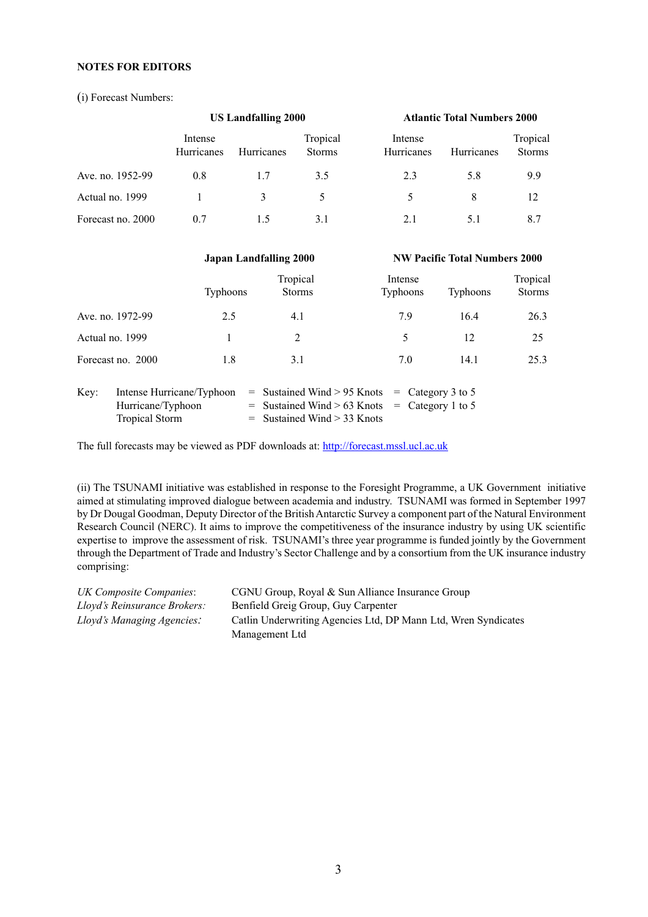**NOTES FOR EDITORS**

(i) Forecast Numbers:

| | US Landfalling 2000 | | | Atlantic Total Numbers 2000 | | |
|---|---|---|---|---|---|---|
| | Intense Hurricanes | Hurricanes | Tropical Storms | Intense Hurricanes | Hurricanes | Tropical Storms |
| Ave. no. 1952-99 | 0.8 | 1.7 | 3.5 | 2.3 | 5.8 | 9.9 |
| Actual no. 1999 | 1 | 3 | 5 | 5 | 8 | 12 |
| Forecast no. 2000 | 0.7 | 1.5 | 3.1 | 2.1 | 5.1 | 8.7 |

| | Japan Landfalling 2000 | | NW Pacific Total Numbers 2000 | | |
|---|---|---|---|---|---|
| | Typhoons | Tropical Storms | Intense Typhoons | Typhoons | Tropical Storms |
| Ave. no. 1972-99 | 2.5 | 4.1 | 7.9 | 16.4 | 26.3 |
| Actual no. 1999 | 1 | 2 | 5 | 12 | 25 |
| Forecast no. 2000 | 1.8 | 3.1 | 7.0 | 14.1 | 25.3 |

Key:
- Intense Hurricane/Typhoon = Sustained Wind > 95 Knots = Category 3 to 5
- Hurricane/Typhoon = Sustained Wind > 63 Knots = Category 1 to 5
- Tropical Storm = Sustained Wind > 33 Knots

The full forecasts may be viewed as PDF downloads at: http://forecast.mssl.ucl.ac.uk

(ii) The TSUNAMI initiative was established in response to the Foresight Programme, a UK Government initiative aimed at stimulating improved dialogue between academia and industry. TSUNAMI was formed in September 1997 by Dr Dougal Goodman, Deputy Director of the British Antarctic Survey a component part of the Natural Environment Research Council (NERC). It aims to improve the competitiveness of the insurance industry by using UK scientific expertise to improve the assessment of risk. TSUNAMI's three year programme is funded jointly by the Government through the Department of Trade and Industry's Sector Challenge and by a consortium from the UK insurance industry comprising:

*UK Composite Companies*: CGNU Group, Royal & Sun Alliance Insurance Group
*Lloyd's Reinsurance Brokers*: Benfield Greig Group, Guy Carpenter
*Lloyd's Managing Agencies*: Catlin Underwriting Agencies Ltd, DP Mann Ltd, Wren Syndicates Management Ltd